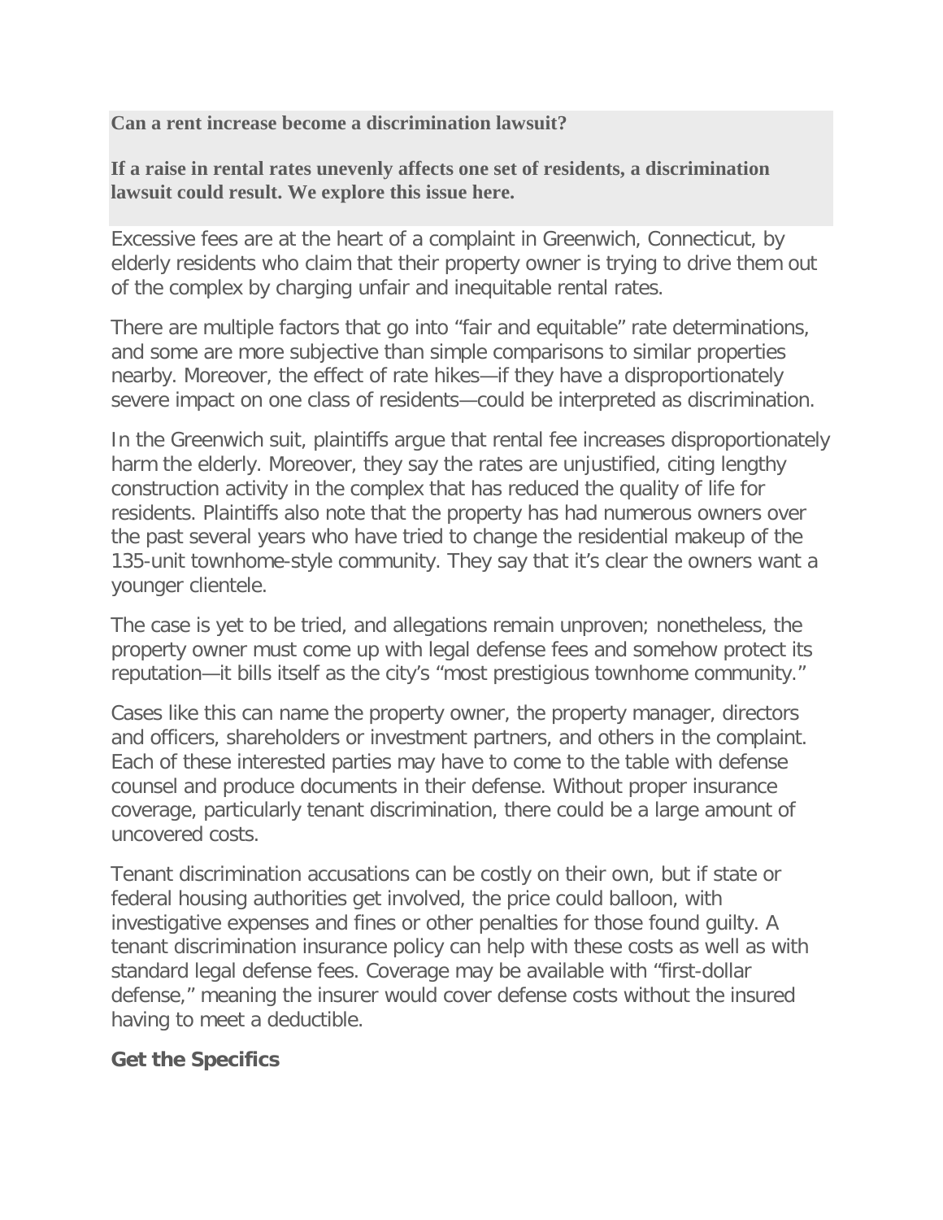**Can a rent increase become a discrimination lawsuit?**

**If a raise in rental rates unevenly affects one set of residents, a discrimination lawsuit could result. We explore this issue here.**

Excessive fees are at the heart of a complaint in Greenwich, Connecticut, by elderly residents who claim that their property owner is trying to drive them out of the complex by charging unfair and inequitable rental rates.

There are multiple factors that go into "fair and equitable" rate determinations, and some are more subjective than simple comparisons to similar properties nearby. Moreover, the effect of rate hikes—if they have a disproportionately severe impact on one class of residents—could be interpreted as discrimination.

In the Greenwich suit, plaintiffs argue that rental fee increases disproportionately harm the elderly. Moreover, they say the rates are unjustified, citing lengthy construction activity in the complex that has reduced the quality of life for residents. Plaintiffs also note that the property has had numerous owners over the past several years who have tried to change the residential makeup of the 135-unit townhome-style community. They say that it's clear the owners want a younger clientele.

The case is yet to be tried, and allegations remain unproven; nonetheless, the property owner must come up with legal defense fees and somehow protect its reputation—it bills itself as the city's "most prestigious townhome community."

Cases like this can name the property owner, the property manager, directors and officers, shareholders or investment partners, and others in the complaint. Each of these interested parties may have to come to the table with defense counsel and produce documents in their defense. Without proper insurance coverage, particularly tenant discrimination, there could be a large amount of uncovered costs.

Tenant discrimination accusations can be costly on their own, but if state or federal housing authorities get involved, the price could balloon, with investigative expenses and fines or other penalties for those found guilty. A tenant discrimination insurance policy can help with these costs as well as with standard legal defense fees. Coverage may be available with "first-dollar defense," meaning the insurer would cover defense costs without the insured having to meet a deductible.

**Get the Specifics**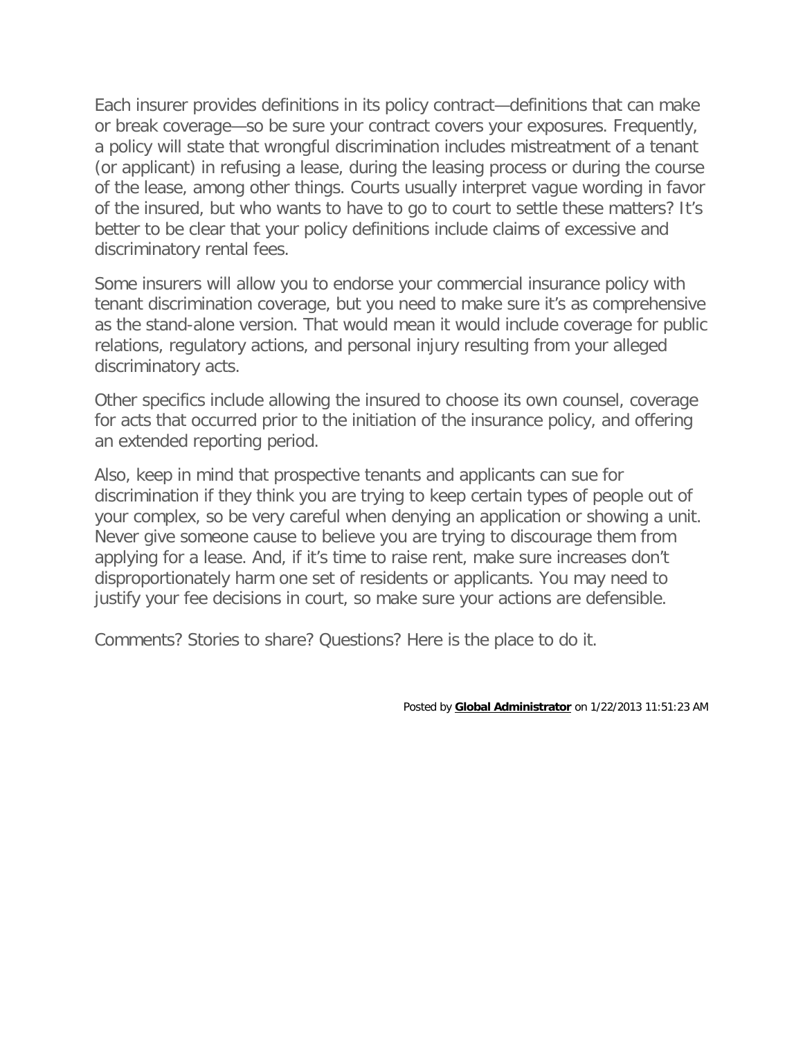Each insurer provides definitions in its policy contract—definitions that can make or break coverage—so be sure your contract covers your exposures. Frequently, a policy will state that wrongful discrimination includes mistreatment of a tenant (or applicant) in refusing a lease, during the leasing process or during the course of the lease, among other things. Courts usually interpret vague wording in favor of the insured, but who wants to have to go to court to settle these matters? It's better to be clear that your policy definitions include claims of excessive and discriminatory rental fees.

Some insurers will allow you to endorse your commercial insurance policy with tenant discrimination coverage, but you need to make sure it's as comprehensive as the stand-alone version. That would mean it would include coverage for public relations, regulatory actions, and personal injury resulting from your alleged discriminatory acts.

Other specifics include allowing the insured to choose its own counsel, coverage for acts that occurred prior to the initiation of the insurance policy, and offering an extended reporting period.

Also, keep in mind that prospective tenants and applicants can sue for discrimination if they think you are trying to keep certain types of people out of your complex, so be very careful when denying an application or showing a unit. Never give someone cause to believe you are trying to discourage them from applying for a lease. And, if it's time to raise rent, make sure increases don't disproportionately harm one set of residents or applicants. You may need to justify your fee decisions in court, so make sure your actions are defensible.

Comments? Stories to share? Questions? Here is the place to do it.

Posted by **Global Administrator** on 1/22/2013 11:51:23 AM